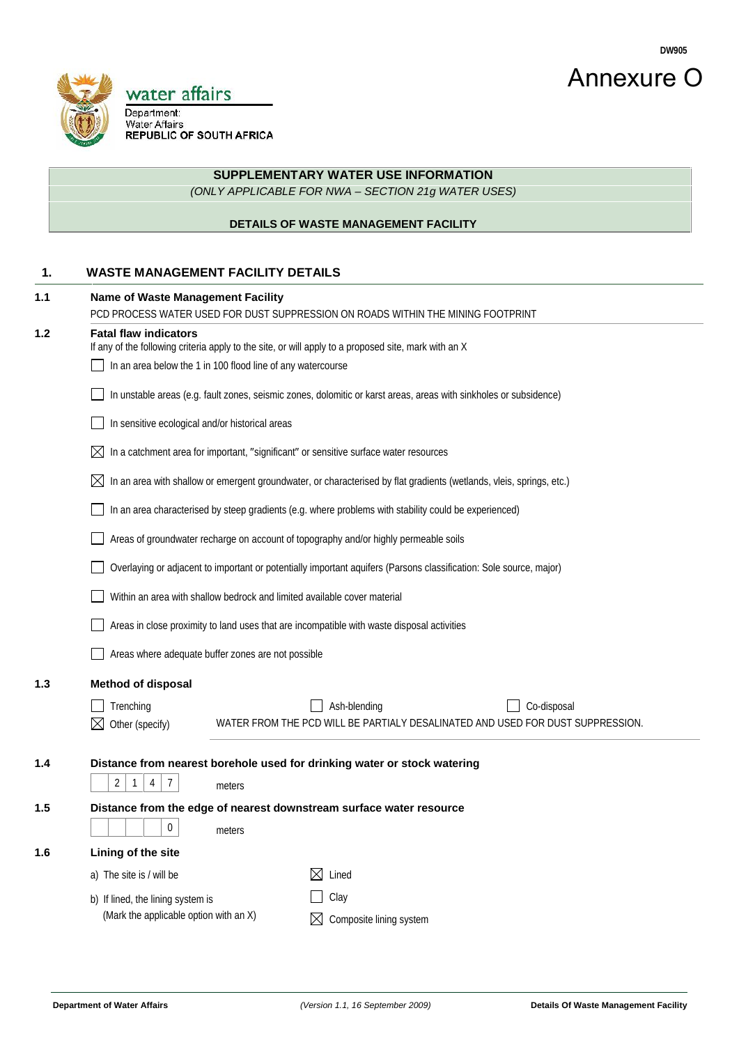DW905

# Annexure O

water affairs

Department:
Water Affairs
REPUBLIC OF SOUTH AFRICA

**SUPPLEMENTARY WATER USE INFORMATION**

*(ONLY APPLICABLE FOR NWA – SECTION 21g WATER USES)*

**DETAILS OF WASTE MANAGEMENT FACILITY**

## 1. WASTE MANAGEMENT FACILITY DETAILS

**1.1 Name of Waste Management Facility**

PCD PROCESS WATER USED FOR DUST SUPPRESSION ON ROADS WITHIN THE MINING FOOTPRINT

**1.2 Fatal flaw indicators**

If any of the following criteria apply to the site, or will apply to a proposed site, mark with an X

- [ ] In an area below the 1 in 100 flood line of any watercourse
- [ ] In unstable areas (e.g. fault zones, seismic zones, dolomitic or karst areas, areas with sinkholes or subsidence)
- [ ] In sensitive ecological and/or historical areas
- [x] In a catchment area for important, "significant" or sensitive surface water resources
- [x] In an area with shallow or emergent groundwater, or characterised by flat gradients (wetlands, vleis, springs, etc.)
- [ ] In an area characterised by steep gradients (e.g. where problems with stability could be experienced)
- [ ] Areas of groundwater recharge on account of topography and/or highly permeable soils
- [ ] Overlaying or adjacent to important or potentially important aquifers (Parsons classification: Sole source, major)
- [ ] Within an area with shallow bedrock and limited available cover material
- [ ] Areas in close proximity to land uses that are incompatible with waste disposal activities
- [ ] Areas where adequate buffer zones are not possible

**1.3 Method of disposal**

- [ ] Trenching
- [ ] Ash-blending
- [ ] Co-disposal
- [x] Other (specify) WATER FROM THE PCD WILL BE PARTIALY DESALINATED AND USED FOR DUST SUPPRESSION.

**1.4 Distance from nearest borehole used for drinking water or stock watering**

2147 meters

**1.5 Distance from the edge of nearest downstream surface water resource**

0 meters

**1.6 Lining of the site**

a) The site is / will be
- [x] Lined

b) If lined, the lining system is (Mark the applicable option with an X)
- [ ] Clay
- [x] Composite lining system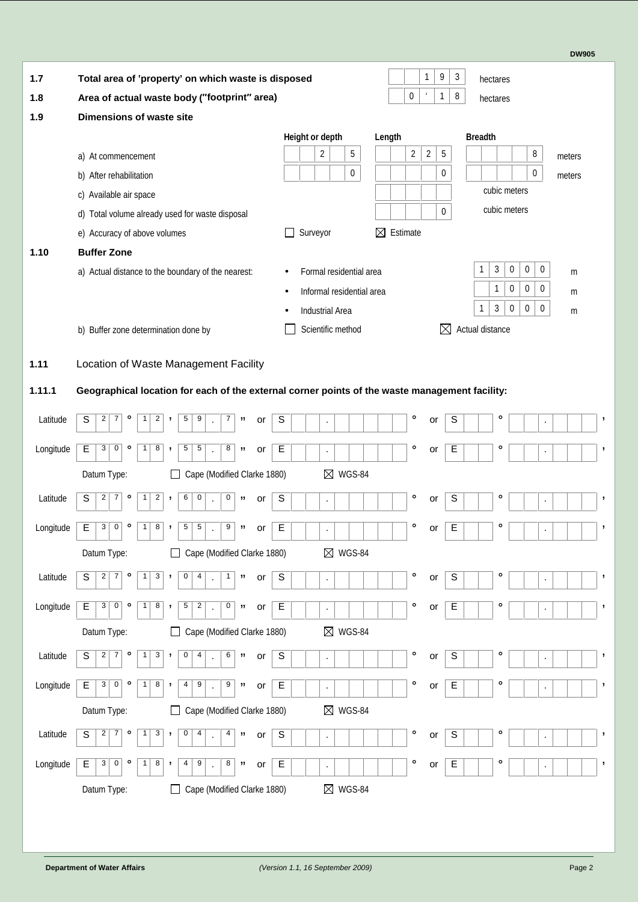**1.7 Total area of 'property' on which waste is disposed** — 193 hectares

**1.8 Area of actual waste body ("footprint" area)** — 0'18 hectares

**1.9 Dimensions of waste site**

| | Height or depth | Length | Breadth | |
|---|---|---|---|---|
| a) At commencement | 25 | 225 | 8 | meters |
| b) After rehabilitation | 0 | 0 | 0 | meters |
| c) Available air space | | | cubic meters | |
| d) Total volume already used for waste disposal | | 0 | cubic meters | |
| e) Accuracy of above volumes | ☐ Surveyor | ☒ Estimate | | |

**1.10 Buffer Zone**

a) Actual distance to the boundary of the nearest:

- Formal residential area — 13000 m
- Informal residential area — 1000 m
- Industrial Area — 13000 m

b) Buffer zone determination done by: ☐ Scientific method ☒ Actual distance

## 1.11 Location of Waste Management Facility

**1.11.1 Geographical location for each of the external corner points of the waste management facility:**

| Point | Latitude | Longitude | Datum Type |
|---|---|---|---|
| 1 | S 27° 12' 59.7" | E 30° 18' 55.8" | ☐ Cape (Modified Clarke 1880) ☒ WGS-84 |
| 2 | S 27° 12' 60.0" | E 30° 18' 55.9" | ☐ Cape (Modified Clarke 1880) ☒ WGS-84 |
| 3 | S 27° 13' 04.1" | E 30° 18' 52.0" | ☐ Cape (Modified Clarke 1880) ☒ WGS-84 |
| 4 | S 27° 13' 04.6" | E 30° 18' 49.9" | ☐ Cape (Modified Clarke 1880) ☒ WGS-84 |
| 5 | S 27° 13' 04.4" | E 30° 18' 49.8" | ☐ Cape (Modified Clarke 1880) ☒ WGS-84 |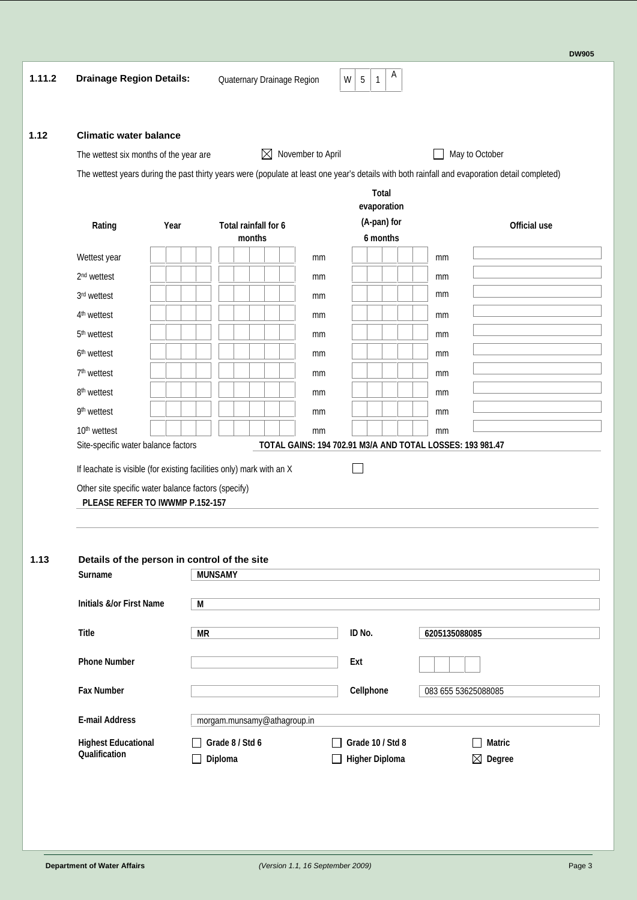### 1.11.2 Drainage Region Details:

Quaternary Drainage Region: W 5 1 A

### 1.12 Climatic water balance

The wettest six months of the year are ☒ November to April ☐ May to October

The wettest years during the past thirty years were (populate at least one year's details with both rainfall and evaporation detail completed)

| Rating | Year | Total rainfall for 6 months | Total evaporation (A-pan) for 6 months | Official use |
|---|---|---|---|---|
| Wettest year | | mm | mm | |
| 2nd wettest | | mm | mm | |
| 3rd wettest | | mm | mm | |
| 4th wettest | | mm | mm | |
| 5th wettest | | mm | mm | |
| 6th wettest | | mm | mm | |
| 7th wettest | | mm | mm | |
| 8th wettest | | mm | mm | |
| 9th wettest | | mm | mm | |
| 10th wettest | | mm | mm | |

Site-specific water balance factors **TOTAL GAINS: 194 702.91 M3/A AND TOTAL LOSSES: 193 981.47**

If leachate is visible (for existing facilities only) mark with an X ☐

Other site specific water balance factors (specify)

**PLEASE REFER TO IWWMP P.152-157**

### 1.13 Details of the person in control of the site

| | | | |
|---|---|---|---|
| **Surname** | **MUNSAMY** | | |
| **Initials &/or First Name** | **M** | | |
| **Title** | **MR** | **ID No.** | **6205135088085** |
| **Phone Number** | | **Ext** | |
| **Fax Number** | | **Cellphone** | 083 655 53625088085 |
| **E-mail Address** | morgam.munsamy@athagroup.in | | |

**Highest Educational Qualification**

- ☐ Grade 8 / Std 6
- ☐ Grade 10 / Std 8
- ☐ Matric
- ☐ Diploma
- ☐ Higher Diploma
- ☒ Degree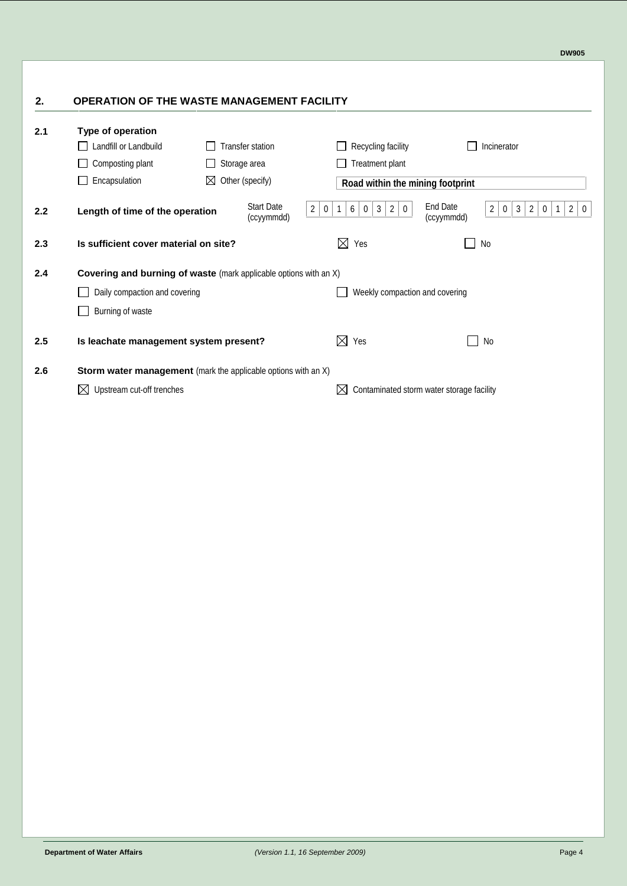## 2. OPERATION OF THE WASTE MANAGEMENT FACILITY

**2.1 Type of operation**

- ☐ Landfill or Landbuild
- ☐ Transfer station
- ☐ Recycling facility
- ☐ Incinerator
- ☐ Composting plant
- ☐ Storage area
- ☐ Treatment plant
- ☐ Encapsulation
- ☒ Other (specify): **Road within the mining footprint**

**2.2 Length of time of the operation**

Start Date (ccyymmdd): 20160320

End Date (ccyymmdd): 20320120

**2.3 Is sufficient cover material on site?**

☒ Yes ☐ No

**2.4 Covering and burning of waste** (mark applicable options with an X)

- ☐ Daily compaction and covering
- ☐ Weekly compaction and covering
- ☐ Burning of waste

**2.5 Is leachate management system present?**

☒ Yes ☐ No

**2.6 Storm water management** (mark the applicable options with an X)

- ☒ Upstream cut-off trenches
- ☒ Contaminated storm water storage facility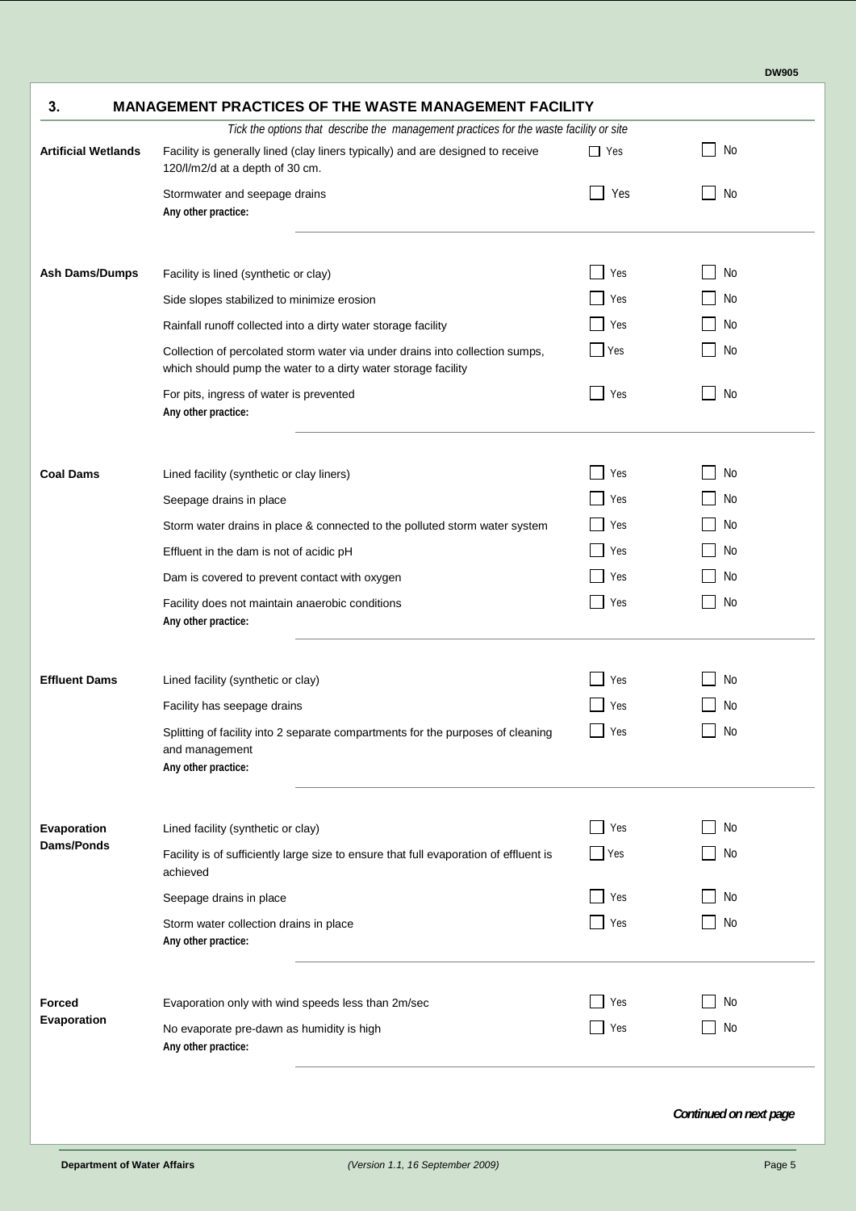## 3. MANAGEMENT PRACTICES OF THE WASTE MANAGEMENT FACILITY

*Tick the options that describe the management practices for the waste facility or site*

| Facility | Practice | Yes | No |
|---|---|---|---|
| **Artificial Wetlands** | Facility is generally lined (clay liners typically) and are designed to receive 120/l/m2/d at a depth of 30 cm. | ☐ Yes | ☐ No |
| | Stormwater and seepage drains | ☐ Yes | ☐ No |
| | **Any other practice:** | | |
| **Ash Dams/Dumps** | Facility is lined (synthetic or clay) | ☐ Yes | ☐ No |
| | Side slopes stabilized to minimize erosion | ☐ Yes | ☐ No |
| | Rainfall runoff collected into a dirty water storage facility | ☐ Yes | ☐ No |
| | Collection of percolated storm water via under drains into collection sumps, which should pump the water to a dirty water storage facility | ☐ Yes | ☐ No |
| | For pits, ingress of water is prevented | ☐ Yes | ☐ No |
| | **Any other practice:** | | |
| **Coal Dams** | Lined facility (synthetic or clay liners) | ☐ Yes | ☐ No |
| | Seepage drains in place | ☐ Yes | ☐ No |
| | Storm water drains in place & connected to the polluted storm water system | ☐ Yes | ☐ No |
| | Effluent in the dam is not of acidic pH | ☐ Yes | ☐ No |
| | Dam is covered to prevent contact with oxygen | ☐ Yes | ☐ No |
| | Facility does not maintain anaerobic conditions | ☐ Yes | ☐ No |
| | **Any other practice:** | | |
| **Effluent Dams** | Lined facility (synthetic or clay) | ☐ Yes | ☐ No |
| | Facility has seepage drains | ☐ Yes | ☐ No |
| | Splitting of facility into 2 separate compartments for the purposes of cleaning and management | ☐ Yes | ☐ No |
| | **Any other practice:** | | |
| **Evaporation Dams/Ponds** | Lined facility (synthetic or clay) | ☐ Yes | ☐ No |
| | Facility is of sufficiently large size to ensure that full evaporation of effluent is achieved | ☐ Yes | ☐ No |
| | Seepage drains in place | ☐ Yes | ☐ No |
| | Storm water collection drains in place | ☐ Yes | ☐ No |
| | **Any other practice:** | | |
| **Forced Evaporation** | Evaporation only with wind speeds less than 2m/sec | ☐ Yes | ☐ No |
| | No evaporate pre-dawn as humidity is high | ☐ Yes | ☐ No |
| | **Any other practice:** | | |

***Continued on next page***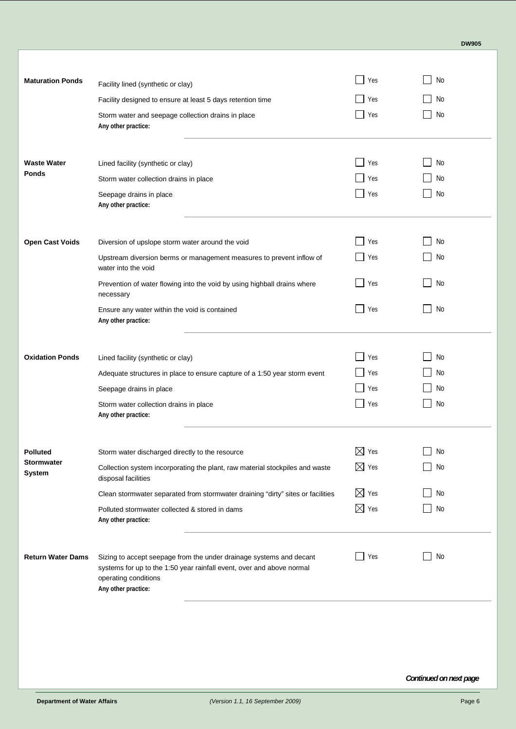| | | Yes | No |
|---|---|---|---|
| **Maturation Ponds** | Facility lined (synthetic or clay) | ☐ Yes | ☐ No |
| | Facility designed to ensure at least 5 days retention time | ☐ Yes | ☐ No |
| | Storm water and seepage collection drains in place | ☐ Yes | ☐ No |
| | **Any other practice:** | | |
| **Waste Water Ponds** | Lined facility (synthetic or clay) | ☐ Yes | ☐ No |
| | Storm water collection drains in place | ☐ Yes | ☐ No |
| | Seepage drains in place | ☐ Yes | ☐ No |
| | **Any other practice:** | | |
| **Open Cast Voids** | Diversion of upslope storm water around the void | ☐ Yes | ☐ No |
| | Upstream diversion berms or management measures to prevent inflow of water into the void | ☐ Yes | ☐ No |
| | Prevention of water flowing into the void by using highball drains where necessary | ☐ Yes | ☐ No |
| | Ensure any water within the void is contained | ☐ Yes | ☐ No |
| | **Any other practice:** | | |
| **Oxidation Ponds** | Lined facility (synthetic or clay) | ☐ Yes | ☐ No |
| | Adequate structures in place to ensure capture of a 1:50 year storm event | ☐ Yes | ☐ No |
| | Seepage drains in place | ☐ Yes | ☐ No |
| | Storm water collection drains in place | ☐ Yes | ☐ No |
| | **Any other practice:** | | |
| **Polluted Stormwater System** | Storm water discharged directly to the resource | ☒ Yes | ☐ No |
| | Collection system incorporating the plant, raw material stockpiles and waste disposal facilities | ☒ Yes | ☐ No |
| | Clean stormwater separated from stormwater draining "dirty" sites or facilities | ☒ Yes | ☐ No |
| | Polluted stormwater collected & stored in dams | ☒ Yes | ☐ No |
| | **Any other practice:** | | |
| **Return Water Dams** | Sizing to accept seepage from the under drainage systems and decant systems for up to the 1:50 year rainfall event, over and above normal operating conditions | ☐ Yes | ☐ No |
| | **Any other practice:** | | |

***Continued on next page***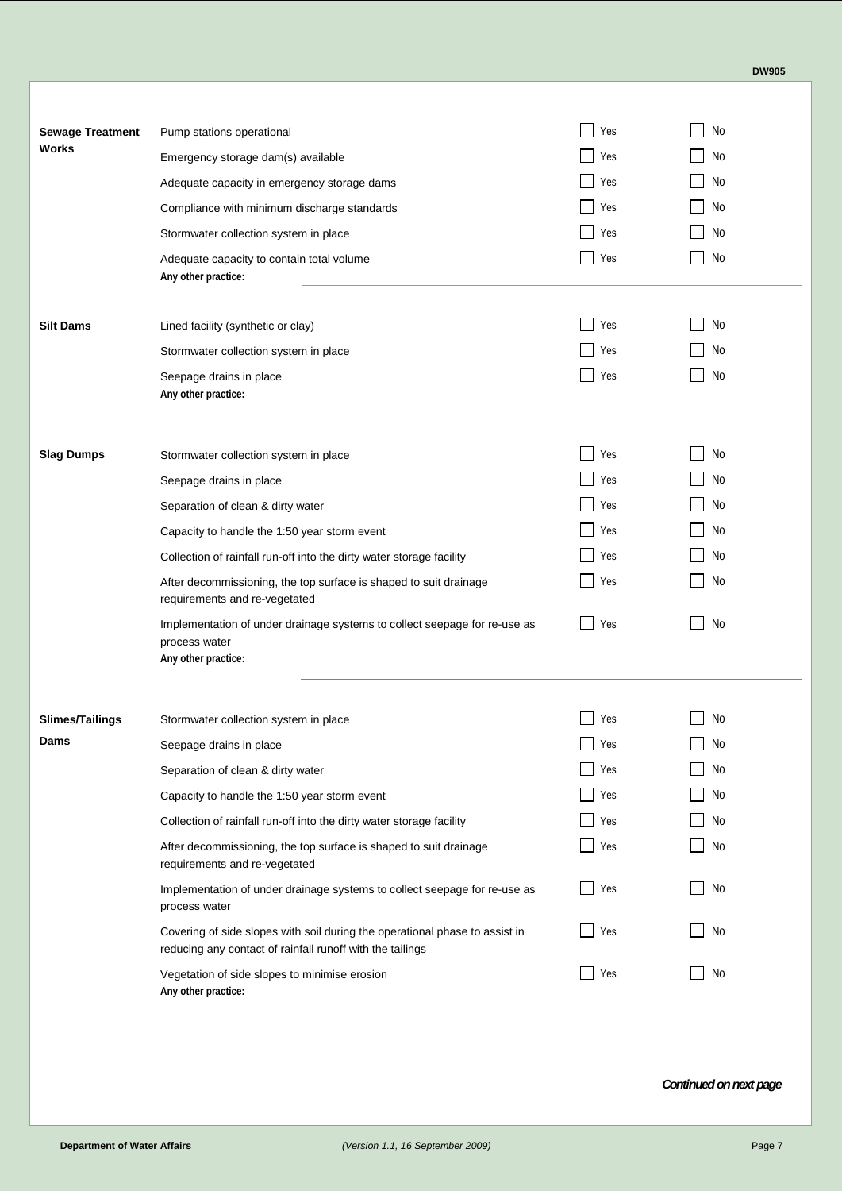| | | | |
|---|---|---|---|
| **Sewage Treatment Works** | Pump stations operational | ☐ Yes | ☐ No |
| | Emergency storage dam(s) available | ☐ Yes | ☐ No |
| | Adequate capacity in emergency storage dams | ☐ Yes | ☐ No |
| | Compliance with minimum discharge standards | ☐ Yes | ☐ No |
| | Stormwater collection system in place | ☐ Yes | ☐ No |
| | Adequate capacity to contain total volume | ☐ Yes | ☐ No |
| | **Any other practice:** | | |
| **Silt Dams** | Lined facility (synthetic or clay) | ☐ Yes | ☐ No |
| | Stormwater collection system in place | ☐ Yes | ☐ No |
| | Seepage drains in place | ☐ Yes | ☐ No |
| | **Any other practice:** | | |
| **Slag Dumps** | Stormwater collection system in place | ☐ Yes | ☐ No |
| | Seepage drains in place | ☐ Yes | ☐ No |
| | Separation of clean & dirty water | ☐ Yes | ☐ No |
| | Capacity to handle the 1:50 year storm event | ☐ Yes | ☐ No |
| | Collection of rainfall run-off into the dirty water storage facility | ☐ Yes | ☐ No |
| | After decommissioning, the top surface is shaped to suit drainage requirements and re-vegetated | ☐ Yes | ☐ No |
| | Implementation of under drainage systems to collect seepage for re-use as process water | ☐ Yes | ☐ No |
| | **Any other practice:** | | |
| **Slimes/Tailings Dams** | Stormwater collection system in place | ☐ Yes | ☐ No |
| | Seepage drains in place | ☐ Yes | ☐ No |
| | Separation of clean & dirty water | ☐ Yes | ☐ No |
| | Capacity to handle the 1:50 year storm event | ☐ Yes | ☐ No |
| | Collection of rainfall run-off into the dirty water storage facility | ☐ Yes | ☐ No |
| | After decommissioning, the top surface is shaped to suit drainage requirements and re-vegetated | ☐ Yes | ☐ No |
| | Implementation of under drainage systems to collect seepage for re-use as process water | ☐ Yes | ☐ No |
| | Covering of side slopes with soil during the operational phase to assist in reducing any contact of rainfall runoff with the tailings | ☐ Yes | ☐ No |
| | Vegetation of side slopes to minimise erosion | ☐ Yes | ☐ No |
| | **Any other practice:** | | |

***Continued on next page***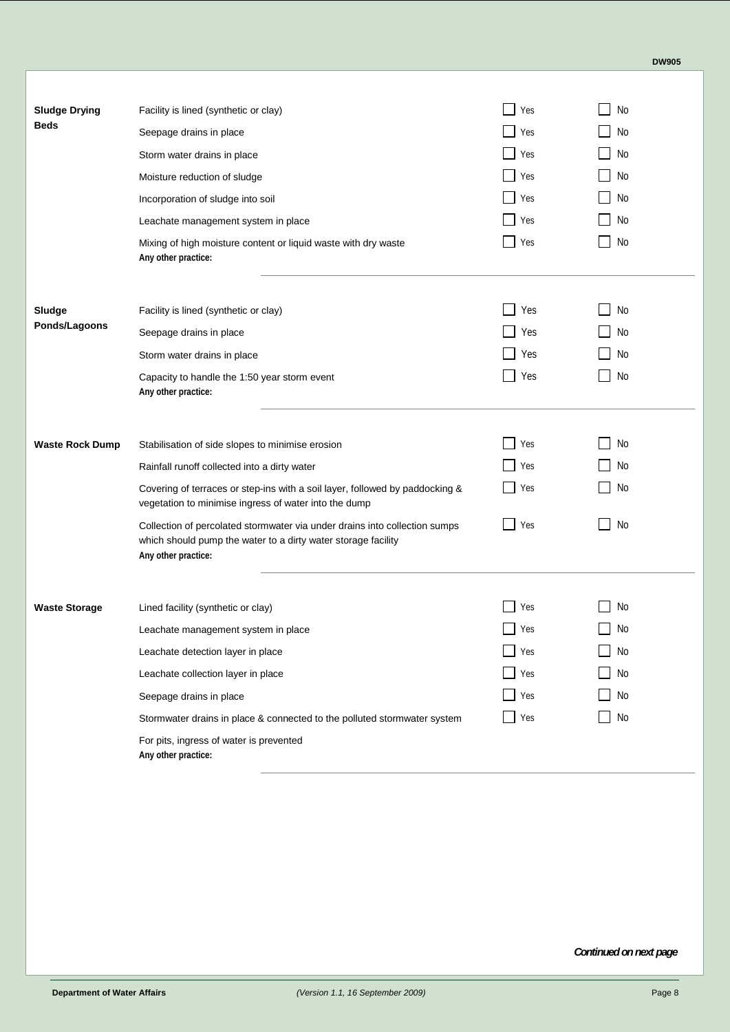| | | | |
|---|---|---|---|
| **Sludge Drying Beds** | Facility is lined (synthetic or clay) | ☐ Yes | ☐ No |
| | Seepage drains in place | ☐ Yes | ☐ No |
| | Storm water drains in place | ☐ Yes | ☐ No |
| | Moisture reduction of sludge | ☐ Yes | ☐ No |
| | Incorporation of sludge into soil | ☐ Yes | ☐ No |
| | Leachate management system in place | ☐ Yes | ☐ No |
| | Mixing of high moisture content or liquid waste with dry waste | ☐ Yes | ☐ No |
| | **Any other practice:** | | |
| **Sludge Ponds/Lagoons** | Facility is lined (synthetic or clay) | ☐ Yes | ☐ No |
| | Seepage drains in place | ☐ Yes | ☐ No |
| | Storm water drains in place | ☐ Yes | ☐ No |
| | Capacity to handle the 1:50 year storm event | ☐ Yes | ☐ No |
| | **Any other practice:** | | |
| **Waste Rock Dump** | Stabilisation of side slopes to minimise erosion | ☐ Yes | ☐ No |
| | Rainfall runoff collected into a dirty water | ☐ Yes | ☐ No |
| | Covering of terraces or step-ins with a soil layer, followed by paddocking & vegetation to minimise ingress of water into the dump | ☐ Yes | ☐ No |
| | Collection of percolated stormwater via under drains into collection sumps which should pump the water to a dirty water storage facility | ☐ Yes | ☐ No |
| | **Any other practice:** | | |
| **Waste Storage** | Lined facility (synthetic or clay) | ☐ Yes | ☐ No |
| | Leachate management system in place | ☐ Yes | ☐ No |
| | Leachate detection layer in place | ☐ Yes | ☐ No |
| | Leachate collection layer in place | ☐ Yes | ☐ No |
| | Seepage drains in place | ☐ Yes | ☐ No |
| | Stormwater drains in place & connected to the polluted stormwater system | ☐ Yes | ☐ No |
| | For pits, ingress of water is prevented | | |
| | **Any other practice:** | | |

***Continued on next page***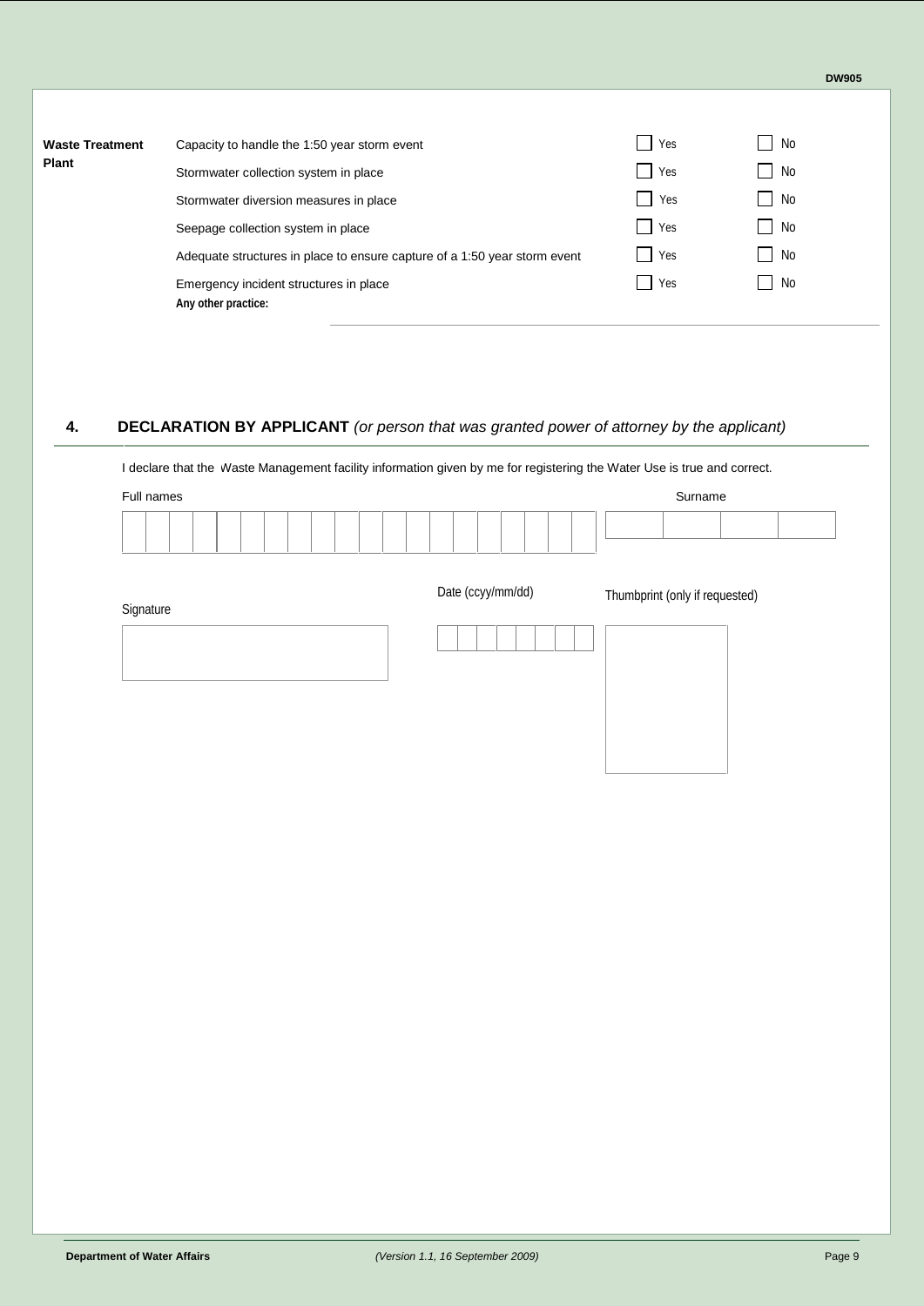| Waste Treatment Plant | | | |
|---|---|---|---|
| | Capacity to handle the 1:50 year storm event | ☐ Yes | ☐ No |
| | Stormwater collection system in place | ☐ Yes | ☐ No |
| | Stormwater diversion measures in place | ☐ Yes | ☐ No |
| | Seepage collection system in place | ☐ Yes | ☐ No |
| | Adequate structures in place to ensure capture of a 1:50 year storm event | ☐ Yes | ☐ No |
| | Emergency incident structures in place | ☐ Yes | ☐ No |

**Any other practice:** ______________________________

## 4. DECLARATION BY APPLICANT *(or person that was granted power of attorney by the applicant)*

I declare that the Waste Management facility information given by me for registering the Water Use is true and correct.

Full names: ______________________________ Surname: ______________________________

Signature: ______________________________

Date (ccyy/mm/dd): ______________________________

Thumbprint (only if requested):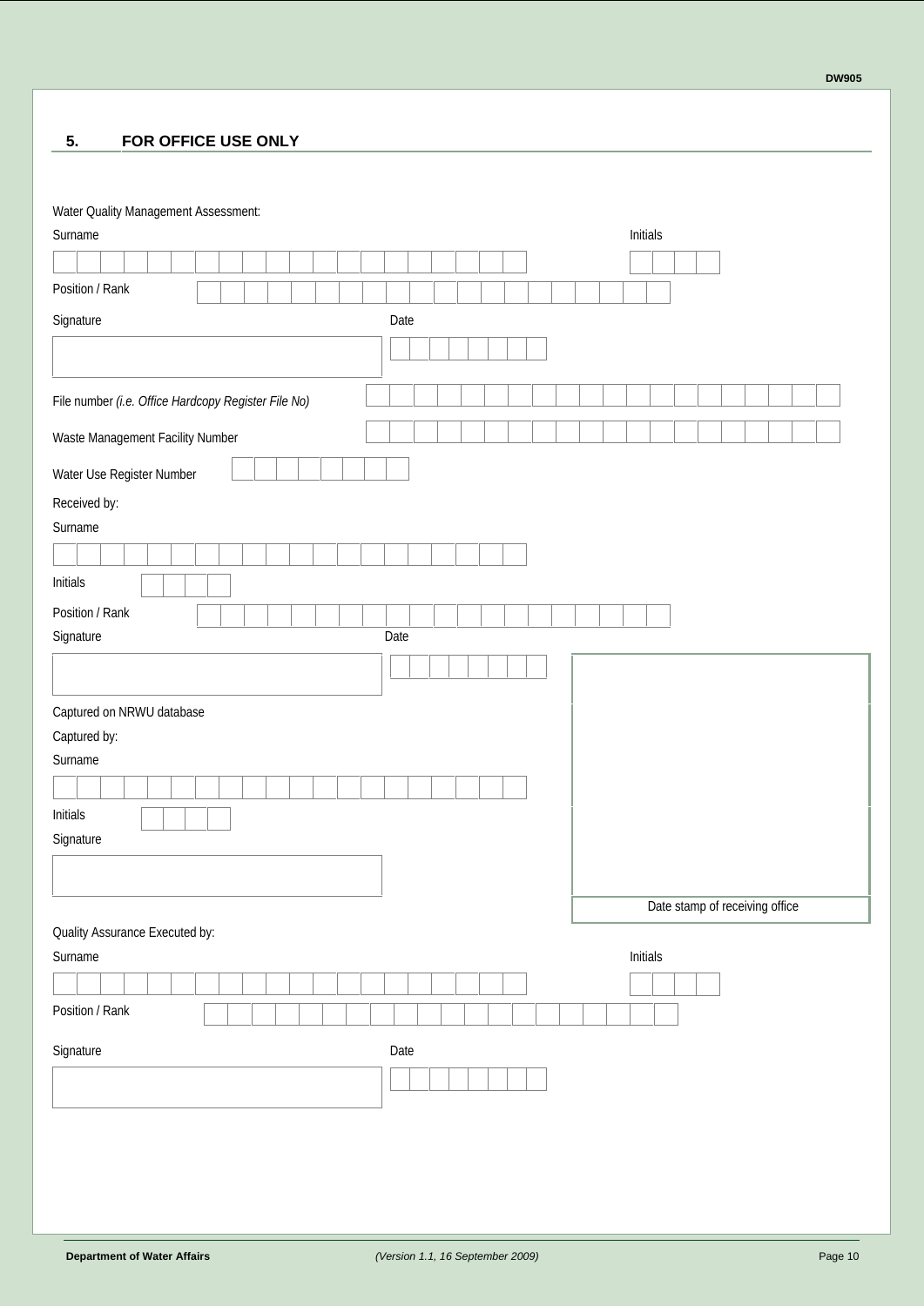## 5. FOR OFFICE USE ONLY

Water Quality Management Assessment:

Surname

Initials

Position / Rank

Signature

Date

File number *(i.e. Office Hardcopy Register File No)*

Waste Management Facility Number

Water Use Register Number

Received by:

Surname

Initials

Position / Rank

Signature

Date

Captured on NRWU database

Captured by:

Surname

Initials

Signature

Date stamp of receiving office

Quality Assurance Executed by:

Surname

Initials

Position / Rank

Signature

Date